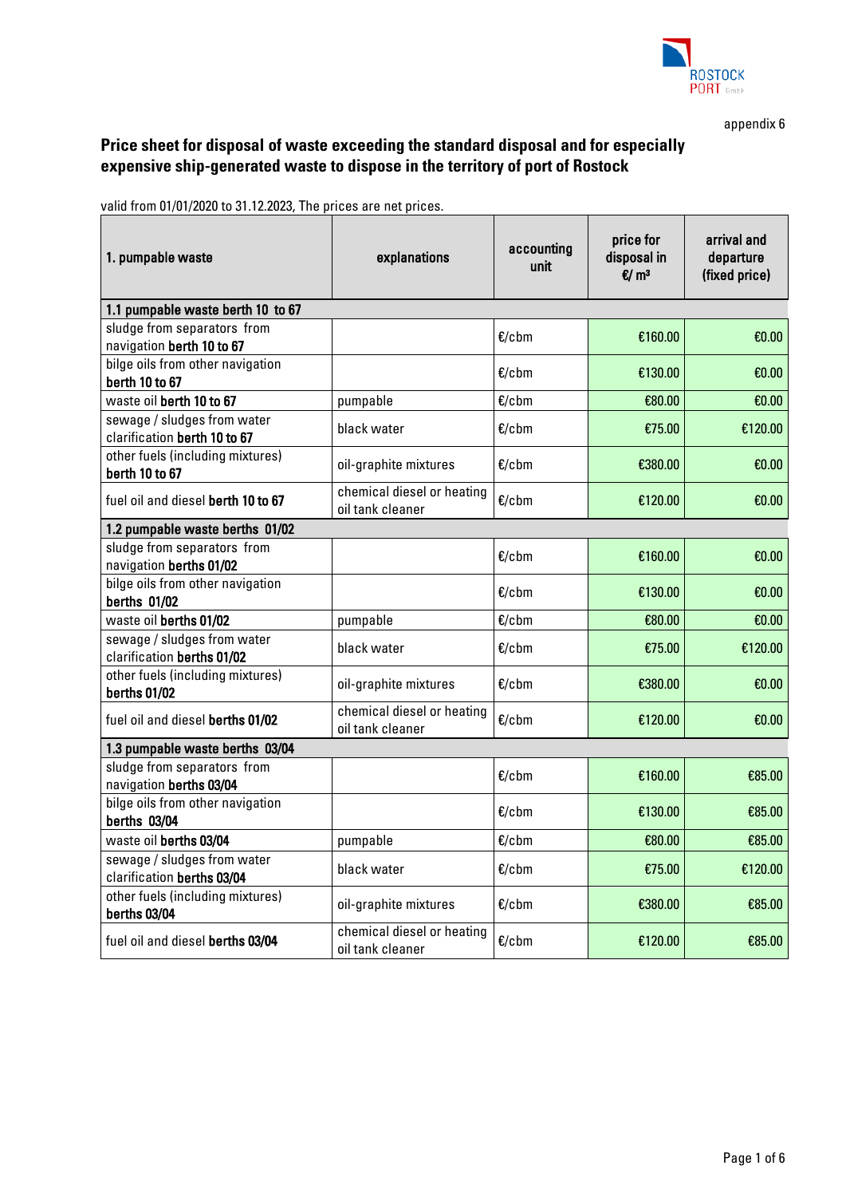appendix 6

# Price sheet for disposal of waste exceeding the standard disposal and for especially expensive ship-generated waste to dispose in the territory of port of Rostock

valid from 01/01/2020 to 31.12.2023, The prices are net prices.

| 1. pumpable waste | explanations | accounting unit | price for disposal in €/ m³ | arrival and departure (fixed price) |
|---|---|---|---|---|
| **1.1 pumpable waste berth 10 to 67** | | | | |
| sludge from separators from navigation **berth 10 to 67** | | €/cbm | €160.00 | €0.00 |
| bilge oils from other navigation **berth 10 to 67** | | €/cbm | €130.00 | €0.00 |
| waste oil **berth 10 to 67** | pumpable | €/cbm | €80.00 | €0.00 |
| sewage / sludges from water clarification **berth 10 to 67** | black water | €/cbm | €75.00 | €120.00 |
| other fuels (including mixtures) **berth 10 to 67** | oil-graphite mixtures | €/cbm | €380.00 | €0.00 |
| fuel oil and diesel **berth 10 to 67** | chemical diesel or heating oil tank cleaner | €/cbm | €120.00 | €0.00 |
| **1.2 pumpable waste berths 01/02** | | | | |
| sludge from separators from navigation **berths 01/02** | | €/cbm | €160.00 | €0.00 |
| bilge oils from other navigation **berths 01/02** | | €/cbm | €130.00 | €0.00 |
| waste oil **berths 01/02** | pumpable | €/cbm | €80.00 | €0.00 |
| sewage / sludges from water clarification **berths 01/02** | black water | €/cbm | €75.00 | €120.00 |
| other fuels (including mixtures) **berths 01/02** | oil-graphite mixtures | €/cbm | €380.00 | €0.00 |
| fuel oil and diesel **berths 01/02** | chemical diesel or heating oil tank cleaner | €/cbm | €120.00 | €0.00 |
| **1.3 pumpable waste berths 03/04** | | | | |
| sludge from separators from navigation **berths 03/04** | | €/cbm | €160.00 | €85.00 |
| bilge oils from other navigation **berths 03/04** | | €/cbm | €130.00 | €85.00 |
| waste oil **berths 03/04** | pumpable | €/cbm | €80.00 | €85.00 |
| sewage / sludges from water clarification **berths 03/04** | black water | €/cbm | €75.00 | €120.00 |
| other fuels (including mixtures) **berths 03/04** | oil-graphite mixtures | €/cbm | €380.00 | €85.00 |
| fuel oil and diesel **berths 03/04** | chemical diesel or heating oil tank cleaner | €/cbm | €120.00 | €85.00 |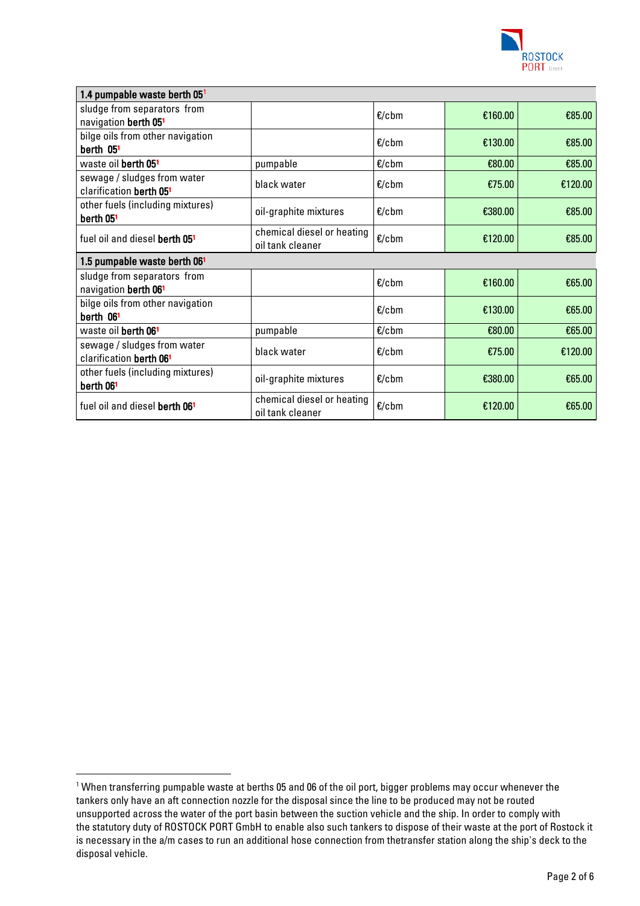| 1.4 pumpable waste berth 05[1] | | | | |
|---|---|---|---|---|
| sludge from separators from navigation **berth 05**[1] | | €/cbm | €160.00 | €85.00 |
| bilge oils from other navigation **berth 05**[1] | | €/cbm | €130.00 | €85.00 |
| waste oil **berth 05**[1] | pumpable | €/cbm | €80.00 | €85.00 |
| sewage / sludges from water clarification **berth 05**[1] | black water | €/cbm | €75.00 | €120.00 |
| other fuels (including mixtures) **berth 05**[1] | oil-graphite mixtures | €/cbm | €380.00 | €85.00 |
| fuel oil and diesel **berth 05**[1] | chemical diesel or heating oil tank cleaner | €/cbm | €120.00 | €85.00 |
| **1.5 pumpable waste berth 06**[1] | | | | |
| sludge from separators from navigation **berth 06**[1] | | €/cbm | €160.00 | €65.00 |
| bilge oils from other navigation **berth 06**[1] | | €/cbm | €130.00 | €65.00 |
| waste oil **berth 06**[1] | pumpable | €/cbm | €80.00 | €65.00 |
| sewage / sludges from water clarification **berth 06**[1] | black water | €/cbm | €75.00 | €120.00 |
| other fuels (including mixtures) **berth 06**[1] | oil-graphite mixtures | €/cbm | €380.00 | €65.00 |
| fuel oil and diesel **berth 06**[1] | chemical diesel or heating oil tank cleaner | €/cbm | €120.00 | €65.00 |

[1] When transferring pumpable waste at berths 05 and 06 of the oil port, bigger problems may occur whenever the tankers only have an aft connection nozzle for the disposal since the line to be produced may not be routed unsupported across the water of the port basin between the suction vehicle and the ship. In order to comply with the statutory duty of ROSTOCK PORT GmbH to enable also such tankers to dispose of their waste at the port of Rostock it is necessary in the a/m cases to run an additional hose connection from thetransfer station along the ship's deck to the disposal vehicle.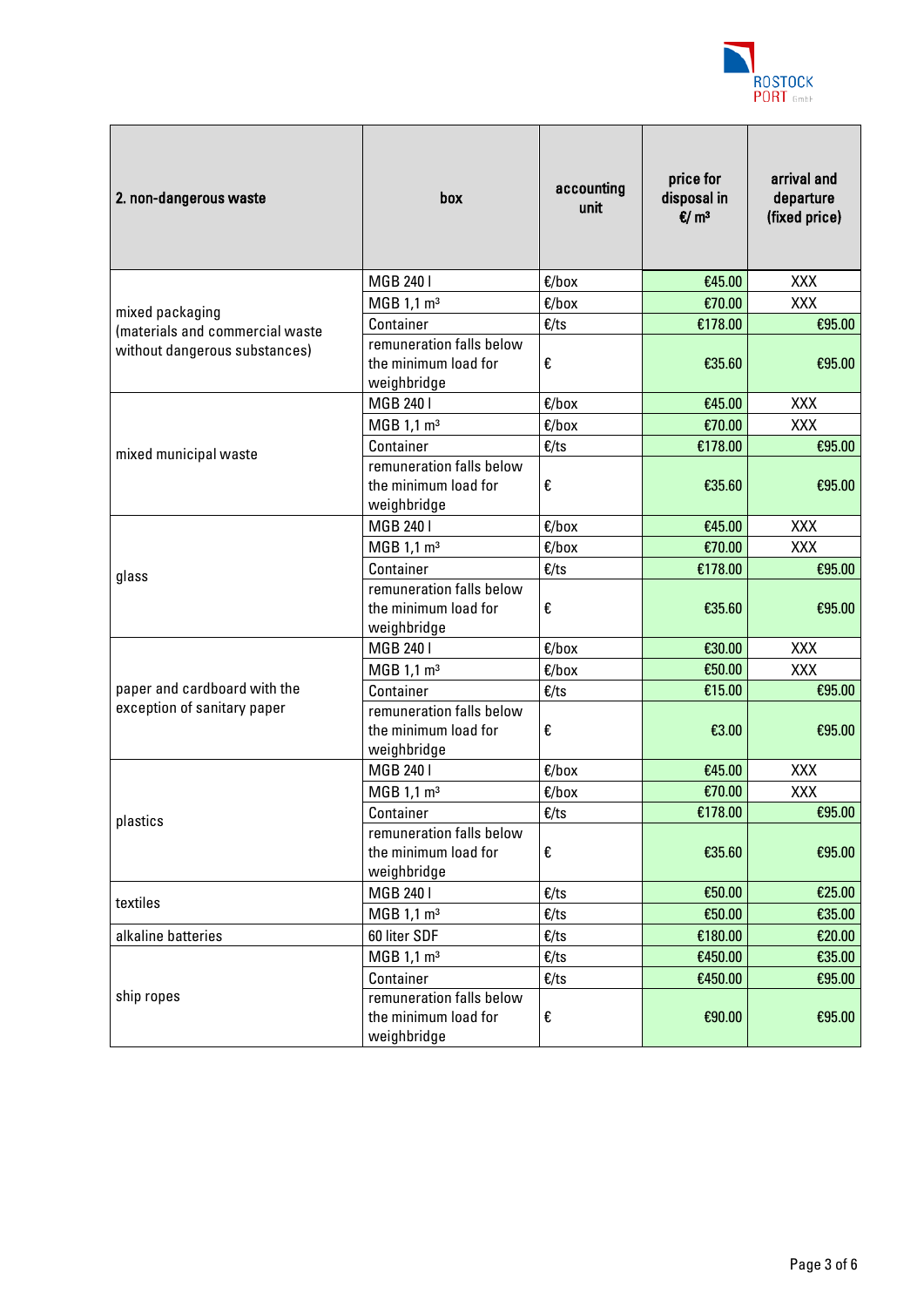| 2. non-dangerous waste | box | accounting unit | price for disposal in €/ m³ | arrival and departure (fixed price) |
|---|---|---|---|---|
| mixed packaging (materials and commercial waste without dangerous substances) | MGB 240 l | €/box | €45.00 | XXX |
| | MGB 1,1 m³ | €/box | €70.00 | XXX |
| | Container | €/ts | €178.00 | €95.00 |
| | remuneration falls below the minimum load for weighbridge | € | €35.60 | €95.00 |
| mixed municipal waste | MGB 240 l | €/box | €45.00 | XXX |
| | MGB 1,1 m³ | €/box | €70.00 | XXX |
| | Container | €/ts | €178.00 | €95.00 |
| | remuneration falls below the minimum load for weighbridge | € | €35.60 | €95.00 |
| glass | MGB 240 l | €/box | €45.00 | XXX |
| | MGB 1,1 m³ | €/box | €70.00 | XXX |
| | Container | €/ts | €178.00 | €95.00 |
| | remuneration falls below the minimum load for weighbridge | € | €35.60 | €95.00 |
| paper and cardboard with the exception of sanitary paper | MGB 240 l | €/box | €30.00 | XXX |
| | MGB 1,1 m³ | €/box | €50.00 | XXX |
| | Container | €/ts | €15.00 | €95.00 |
| | remuneration falls below the minimum load for weighbridge | € | €3.00 | €95.00 |
| plastics | MGB 240 l | €/box | €45.00 | XXX |
| | MGB 1,1 m³ | €/box | €70.00 | XXX |
| | Container | €/ts | €178.00 | €95.00 |
| | remuneration falls below the minimum load for weighbridge | € | €35.60 | €95.00 |
| textiles | MGB 240 l | €/ts | €50.00 | €25.00 |
| | MGB 1,1 m³ | €/ts | €50.00 | €35.00 |
| alkaline batteries | 60 liter SDF | €/ts | €180.00 | €20.00 |
| ship ropes | MGB 1,1 m³ | €/ts | €450.00 | €35.00 |
| | Container | €/ts | €450.00 | €95.00 |
| | remuneration falls below the minimum load for weighbridge | € | €90.00 | €95.00 |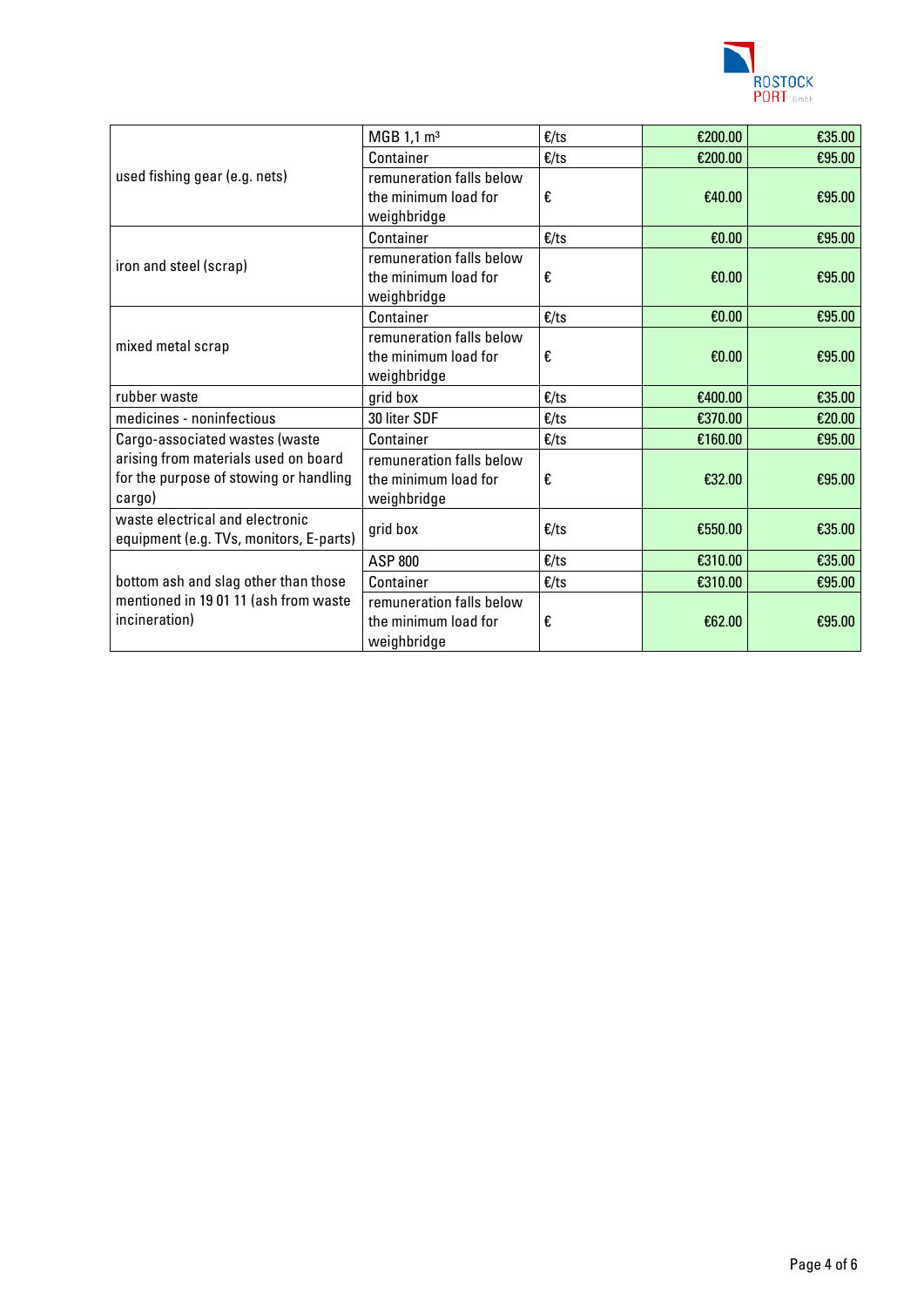| | | | | |
|---|---|---|---|---|
| used fishing gear (e.g. nets) | MGB 1,1 m³ | €/ts | €200.00 | €35.00 |
| | Container | €/ts | €200.00 | €95.00 |
| | remuneration falls below the minimum load for weighbridge | € | €40.00 | €95.00 |
| iron and steel (scrap) | Container | €/ts | €0.00 | €95.00 |
| | remuneration falls below the minimum load for weighbridge | € | €0.00 | €95.00 |
| mixed metal scrap | Container | €/ts | €0.00 | €95.00 |
| | remuneration falls below the minimum load for weighbridge | € | €0.00 | €95.00 |
| rubber waste | grid box | €/ts | €400.00 | €35.00 |
| medicines - noninfectious | 30 liter SDF | €/ts | €370.00 | €20.00 |
| Cargo-associated wastes (waste arising from materials used on board for the purpose of stowing or handling cargo) | Container | €/ts | €160.00 | €95.00 |
| | remuneration falls below the minimum load for weighbridge | € | €32.00 | €95.00 |
| waste electrical and electronic equipment (e.g. TVs, monitors, E-parts) | grid box | €/ts | €550.00 | €35.00 |
| bottom ash and slag other than those mentioned in 19 01 11 (ash from waste incineration) | ASP 800 | €/ts | €310.00 | €35.00 |
| | Container | €/ts | €310.00 | €95.00 |
| | remuneration falls below the minimum load for weighbridge | € | €62.00 | €95.00 |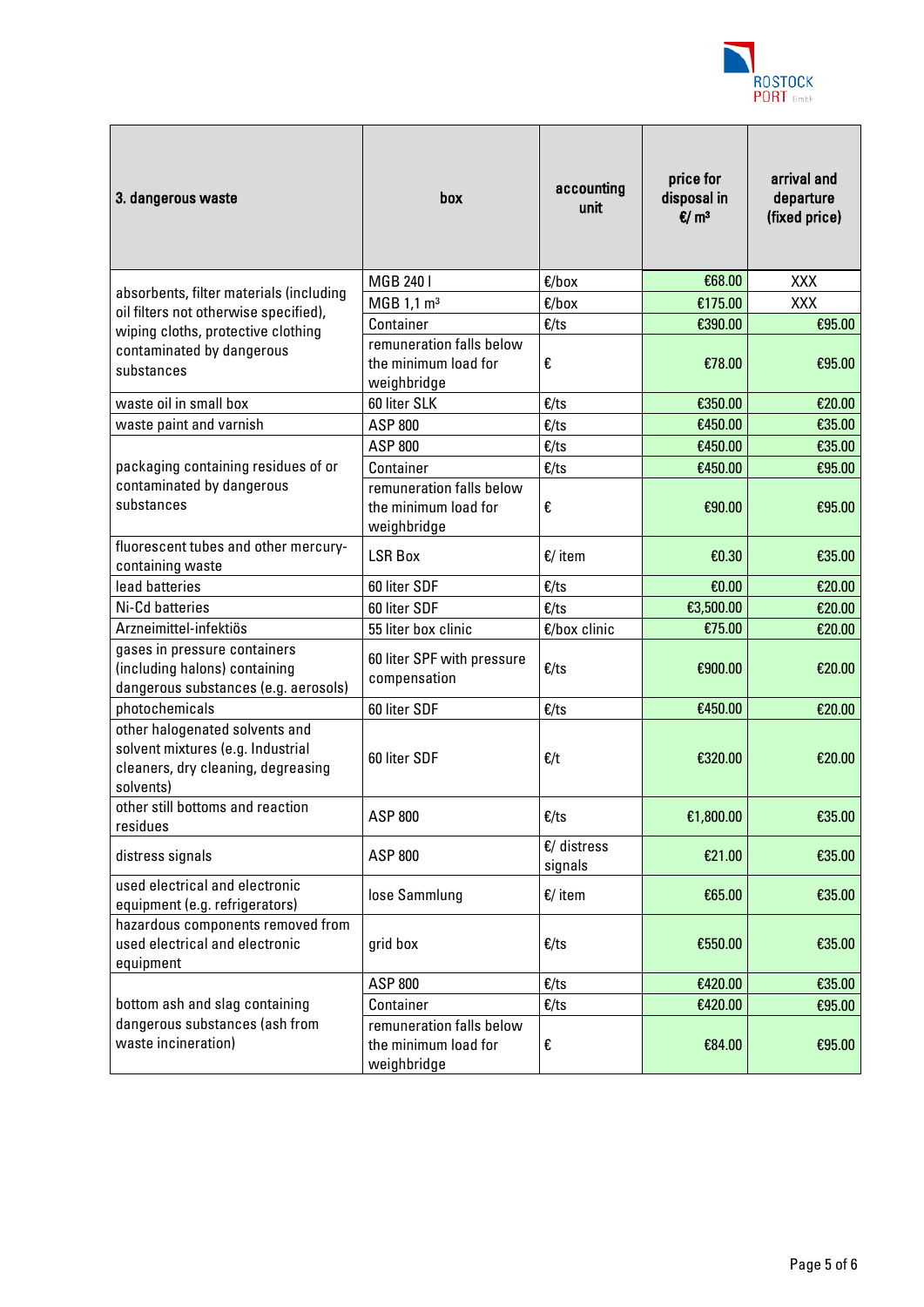| 3. dangerous waste | box | accounting unit | price for disposal in €/ m³ | arrival and departure (fixed price) |
|---|---|---|---|---|
| absorbents, filter materials (including oil filters not otherwise specified), wiping cloths, protective clothing contaminated by dangerous substances | MGB 240 l | €/box | €68.00 | XXX |
| | MGB 1,1 m³ | €/box | €175.00 | XXX |
| | Container | €/ts | €390.00 | €95.00 |
| | remuneration falls below the minimum load for weighbridge | € | €78.00 | €95.00 |
| waste oil in small box | 60 liter SLK | €/ts | €350.00 | €20.00 |
| waste paint and varnish | ASP 800 | €/ts | €450.00 | €35.00 |
| packaging containing residues of or contaminated by dangerous substances | ASP 800 | €/ts | €450.00 | €35.00 |
| | Container | €/ts | €450.00 | €95.00 |
| | remuneration falls below the minimum load for weighbridge | € | €90.00 | €95.00 |
| fluorescent tubes and other mercury-containing waste | LSR Box | €/ item | €0.30 | €35.00 |
| lead batteries | 60 liter SDF | €/ts | €0.00 | €20.00 |
| Ni-Cd batteries | 60 liter SDF | €/ts | €3,500.00 | €20.00 |
| Arzneimittel-infektiös | 55 liter box clinic | €/box clinic | €75.00 | €20.00 |
| gases in pressure containers (including halons) containing dangerous substances (e.g. aerosols) | 60 liter SPF with pressure compensation | €/ts | €900.00 | €20.00 |
| photochemicals | 60 liter SDF | €/ts | €450.00 | €20.00 |
| other halogenated solvents and solvent mixtures (e.g. Industrial cleaners, dry cleaning, degreasing solvents) | 60 liter SDF | €/t | €320.00 | €20.00 |
| other still bottoms and reaction residues | ASP 800 | €/ts | €1,800.00 | €35.00 |
| distress signals | ASP 800 | €/ distress signals | €21.00 | €35.00 |
| used electrical and electronic equipment (e.g. refrigerators) | lose Sammlung | €/ item | €65.00 | €35.00 |
| hazardous components removed from used electrical and electronic equipment | grid box | €/ts | €550.00 | €35.00 |
| bottom ash and slag containing dangerous substances (ash from waste incineration) | ASP 800 | €/ts | €420.00 | €35.00 |
| | Container | €/ts | €420.00 | €95.00 |
| | remuneration falls below the minimum load for weighbridge | € | €84.00 | €95.00 |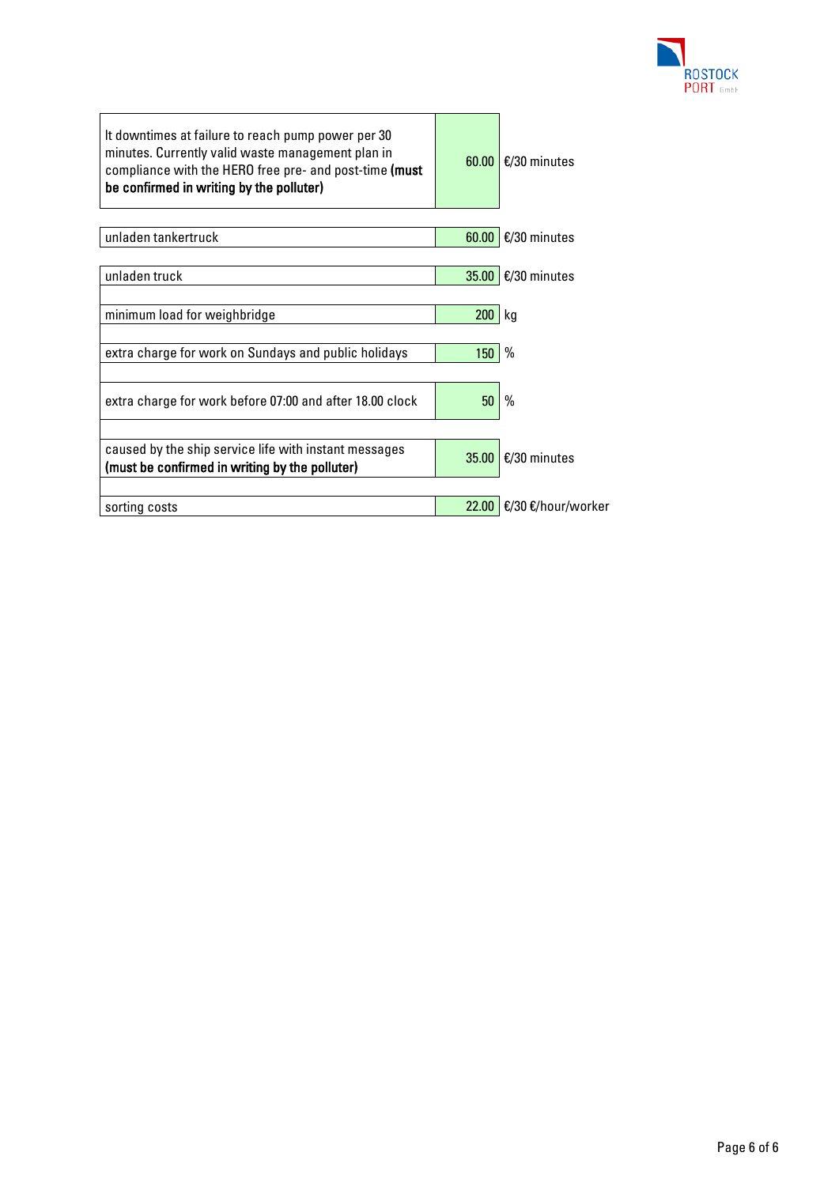| | | |
|---|---|---|
| It downtimes at failure to reach pump power per 30 minutes. Currently valid waste management plan in compliance with the HERO free pre- and post-time **(must be confirmed in writing by the polluter)** | 60.00 | €/30 minutes |
| unladen tankertruck | 60.00 | €/30 minutes |
| unladen truck | 35.00 | €/30 minutes |
| minimum load for weighbridge | 200 | kg |
| extra charge for work on Sundays and public holidays | 150 | % |
| extra charge for work before 07:00 and after 18.00 clock | 50 | % |
| caused by the ship service life with instant messages **(must be confirmed in writing by the polluter)** | 35.00 | €/30 minutes |
| sorting costs | 22.00 | €/30 €/hour/worker |